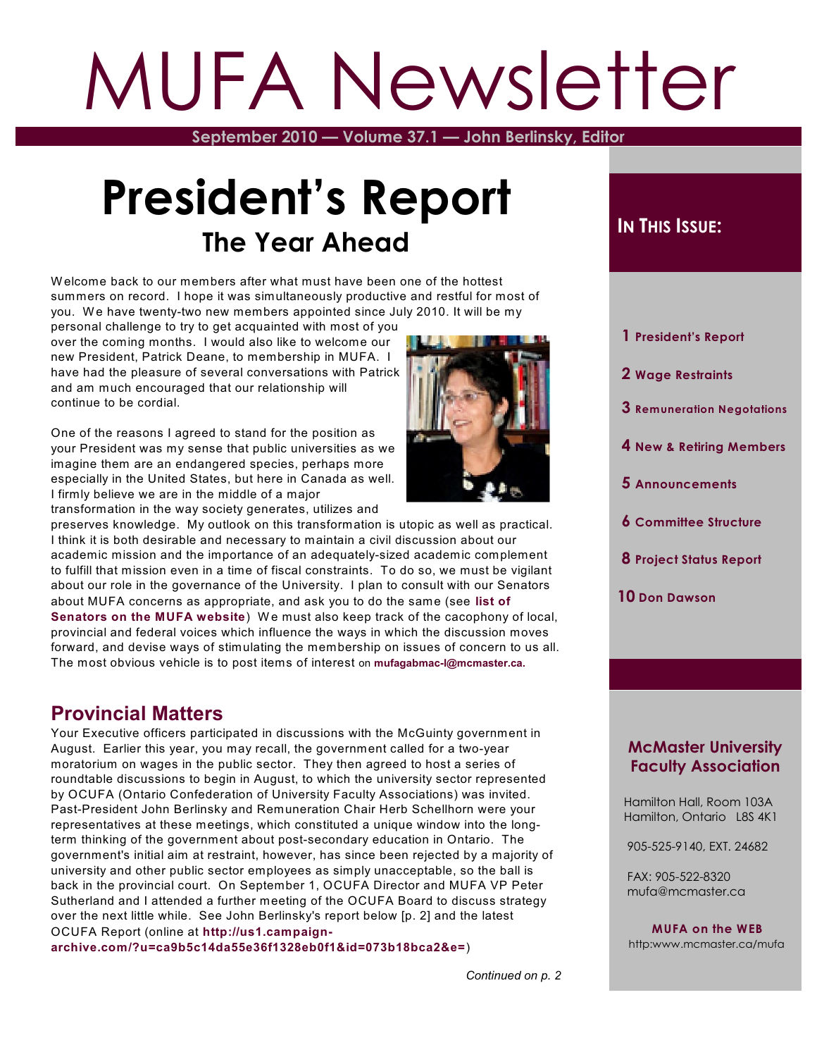# MUFA Newsletter

September 2010 — Volume 37.1 — John Berlinsky, Editor

# President's Report

## The Year Ahead

Welcome back to our members after what must have been one of the hottest summers on record. I hope it was simultaneously productive and restful for most of you. We have twenty-two new members appointed since July 2010. It will be my personal challenge to try to get acquainted with most of you over the coming months. I would also like to welcome our new President, Patrick Deane, to membership in MUFA. I have had the pleasure of several conversations with Patrick and am much encouraged that our relationship will continue to be cordial.

One of the reasons I agreed to stand for the position as your President was my sense that public universities as we imagine them are an endangered species, perhaps more especially in the United States, but here in Canada as well. I firmly believe we are in the middle of a major transformation in the way society generates, utilizes and preserves knowledge. My outlook on this transformation is utopic as well as practical. I think it is both desirable and necessary to maintain a civil discussion about our academic mission and the importance of an adequately-sized academic complement to fulfill that mission even in a time of fiscal constraints. To do so, we must be vigilant about our role in the governance of the University. I plan to consult with our Senators about MUFA concerns as appropriate, and ask you to do the same (see **list of Senators on the MUFA website**) We must also keep track of the cacophony of local, provincial and federal voices which influence the ways in which the discussion moves forward, and devise ways of stimulating the membership on issues of concern to us all. The most obvious vehicle is to post items of interest on **mufagabmac-l@mcmaster.ca.**

## Provincial Matters

Your Executive officers participated in discussions with the McGuinty government in August. Earlier this year, you may recall, the government called for a two-year moratorium on wages in the public sector. They then agreed to host a series of roundtable discussions to begin in August, to which the university sector represented by OCUFA (Ontario Confederation of University Faculty Associations) was invited. Past-President John Berlinsky and Remuneration Chair Herb Schellhorn were your representatives at these meetings, which constituted a unique window into the long-term thinking of the government about post-secondary education in Ontario. The government's initial aim at restraint, however, has since been rejected by a majority of university and other public sector employees as simply unacceptable, so the ball is back in the provincial court. On September 1, OCUFA Director and MUFA VP Peter Sutherland and I attended a further meeting of the OCUFA Board to discuss strategy over the next little while. See John Berlinsky's report below [p. 2] and the latest OCUFA Report (online at **http://us1.campaign-archive.com/?u=ca9b5c14da55e36f1328eb0f1&id=073b18bca2&e=**)

*Continued on p. 2*

**In This Issue:**

- 1 President's Report
- 2 Wage Restraints
- 3 Remuneration Negotations
- 4 New & Retiring Members
- 5 Announcements
- 6 Committee Structure
- 8 Project Status Report
- 10 Don Dawson

**McMaster University Faculty Association**

Hamilton Hall, Room 103A
Hamilton, Ontario L8S 4K1

905-525-9140, EXT. 24682

FAX: 905-522-8320
mufa@mcmaster.ca

**MUFA on the WEB**
http:www.mcmaster.ca/mufa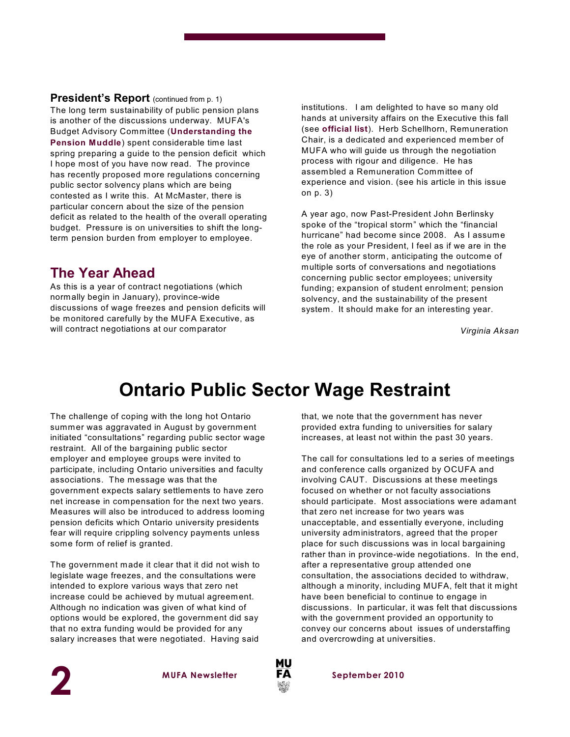## President's Report (continued from p. 1)

The long term sustainability of public pension plans is another of the discussions underway. MUFA's Budget Advisory Committee (**Understanding the Pension Muddle**) spent considerable time last spring preparing a guide to the pension deficit which I hope most of you have now read. The province has recently proposed more regulations concerning public sector solvency plans which are being contested as I write this. At McMaster, there is particular concern about the size of the pension deficit as related to the health of the overall operating budget. Pressure is on universities to shift the long-term pension burden from employer to employee.

## The Year Ahead

As this is a year of contract negotiations (which normally begin in January), province-wide discussions of wage freezes and pension deficits will be monitored carefully by the MUFA Executive, as will contract negotiations at our comparator institutions. I am delighted to have so many old hands at university affairs on the Executive this fall (see **official list**). Herb Schellhorn, Remuneration Chair, is a dedicated and experienced member of MUFA who will guide us through the negotiation process with rigour and diligence. He has assembled a Remuneration Committee of experience and vision. (see his article in this issue on p. 3)

A year ago, now Past-President John Berlinsky spoke of the "tropical storm" which the "financial hurricane" had become since 2008. As I assume the role as your President, I feel as if we are in the eye of another storm, anticipating the outcome of multiple sorts of conversations and negotiations concerning public sector employees; university funding; expansion of student enrolment; pension solvency, and the sustainability of the present system. It should make for an interesting year.

*Virginia Aksan*

# Ontario Public Sector Wage Restraint

The challenge of coping with the long hot Ontario summer was aggravated in August by government initiated "consultations" regarding public sector wage restraint. All of the bargaining public sector employer and employee groups were invited to participate, including Ontario universities and faculty associations. The message was that the government expects salary settlements to have zero net increase in compensation for the next two years. Measures will also be introduced to address looming pension deficits which Ontario university presidents fear will require crippling solvency payments unless some form of relief is granted.

The government made it clear that it did not wish to legislate wage freezes, and the consultations were intended to explore various ways that zero net increase could be achieved by mutual agreement. Although no indication was given of what kind of options would be explored, the government did say that no extra funding would be provided for any salary increases that were negotiated. Having said that, we note that the government has never provided extra funding to universities for salary increases, at least not within the past 30 years.

The call for consultations led to a series of meetings and conference calls organized by OCUFA and involving CAUT. Discussions at these meetings focused on whether or not faculty associations should participate. Most associations were adamant that zero net increase for two years was unacceptable, and essentially everyone, including university administrators, agreed that the proper place for such discussions was in local bargaining rather than in province-wide negotiations. In the end, after a representative group attended one consultation, the associations decided to withdraw, although a minority, including MUFA, felt that it might have been beneficial to continue to engage in discussions. In particular, it was felt that discussions with the government provided an opportunity to convey our concerns about issues of understaffing and overcrowding at universities.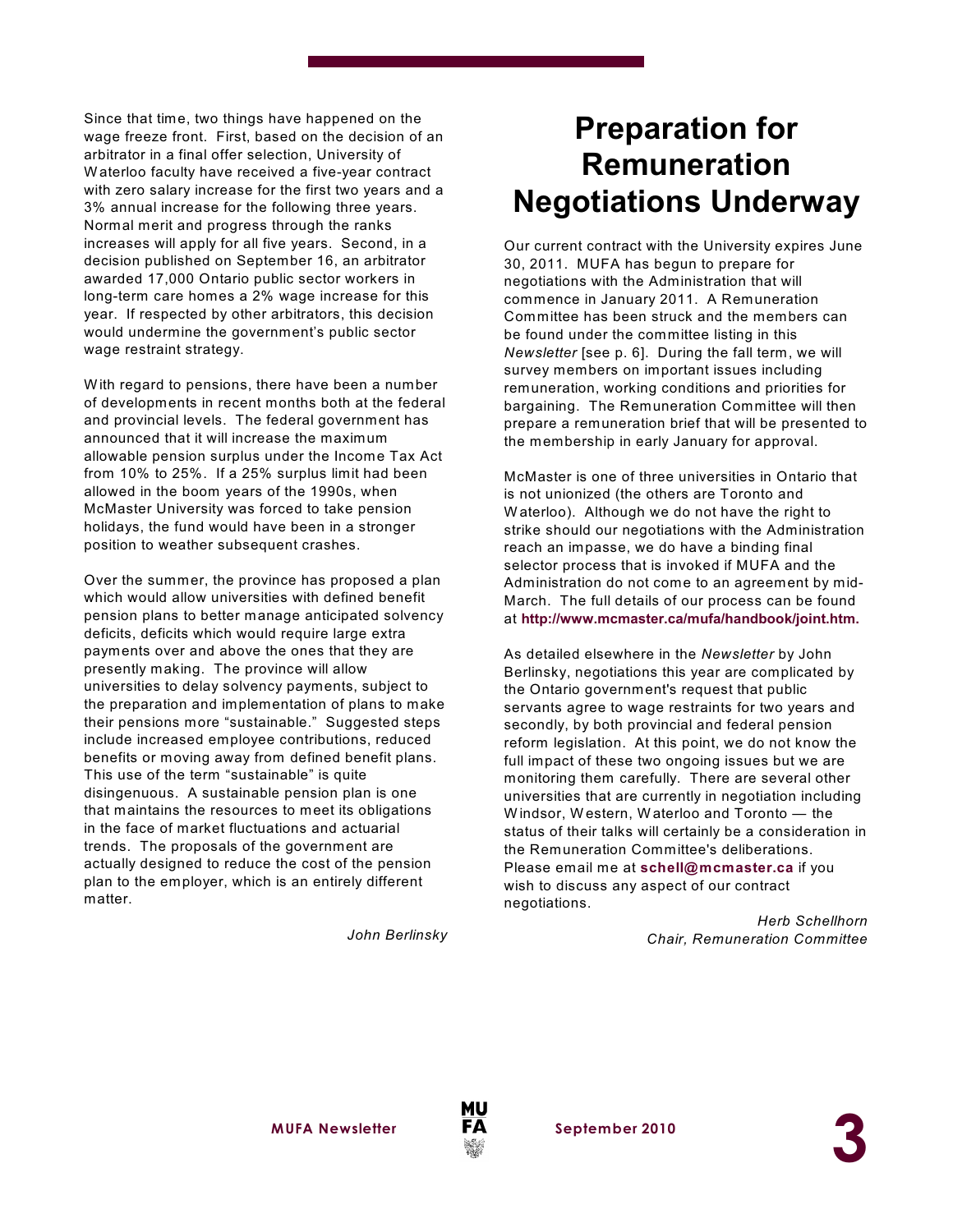Since that time, two things have happened on the wage freeze front. First, based on the decision of an arbitrator in a final offer selection, University of Waterloo faculty have received a five-year contract with zero salary increase for the first two years and a 3% annual increase for the following three years. Normal merit and progress through the ranks increases will apply for all five years. Second, in a decision published on September 16, an arbitrator awarded 17,000 Ontario public sector workers in long-term care homes a 2% wage increase for this year. If respected by other arbitrators, this decision would undermine the government's public sector wage restraint strategy.

With regard to pensions, there have been a number of developments in recent months both at the federal and provincial levels. The federal government has announced that it will increase the maximum allowable pension surplus under the Income Tax Act from 10% to 25%. If a 25% surplus limit had been allowed in the boom years of the 1990s, when McMaster University was forced to take pension holidays, the fund would have been in a stronger position to weather subsequent crashes.

Over the summer, the province has proposed a plan which would allow universities with defined benefit pension plans to better manage anticipated solvency deficits, deficits which would require large extra payments over and above the ones that they are presently making. The province will allow universities to delay solvency payments, subject to the preparation and implementation of plans to make their pensions more "sustainable." Suggested steps include increased employee contributions, reduced benefits or moving away from defined benefit plans. This use of the term "sustainable" is quite disingenuous. A sustainable pension plan is one that maintains the resources to meet its obligations in the face of market fluctuations and actuarial trends. The proposals of the government are actually designed to reduce the cost of the pension plan to the employer, which is an entirely different matter.

*John Berlinsky*

# Preparation for Remuneration Negotiations Underway

Our current contract with the University expires June 30, 2011. MUFA has begun to prepare for negotiations with the Administration that will commence in January 2011. A Remuneration Committee has been struck and the members can be found under the committee listing in this *Newsletter* [see p. 6]. During the fall term, we will survey members on important issues including remuneration, working conditions and priorities for bargaining. The Remuneration Committee will then prepare a remuneration brief that will be presented to the membership in early January for approval.

McMaster is one of three universities in Ontario that is not unionized (the others are Toronto and Waterloo). Although we do not have the right to strike should our negotiations with the Administration reach an impasse, we do have a binding final selector process that is invoked if MUFA and the Administration do not come to an agreement by mid-March. The full details of our process can be found at **http://www.mcmaster.ca/mufa/handbook/joint.htm.**

As detailed elsewhere in the *Newsletter* by John Berlinsky, negotiations this year are complicated by the Ontario government's request that public servants agree to wage restraints for two years and secondly, by both provincial and federal pension reform legislation. At this point, we do not know the full impact of these two ongoing issues but we are monitoring them carefully. There are several other universities that are currently in negotiation including Windsor, Western, Waterloo and Toronto — the status of their talks will certainly be a consideration in the Remuneration Committee's deliberations. Please email me at **schell@mcmaster.ca** if you wish to discuss any aspect of our contract negotiations.

*Herb Schellhorn*
*Chair, Remuneration Committee*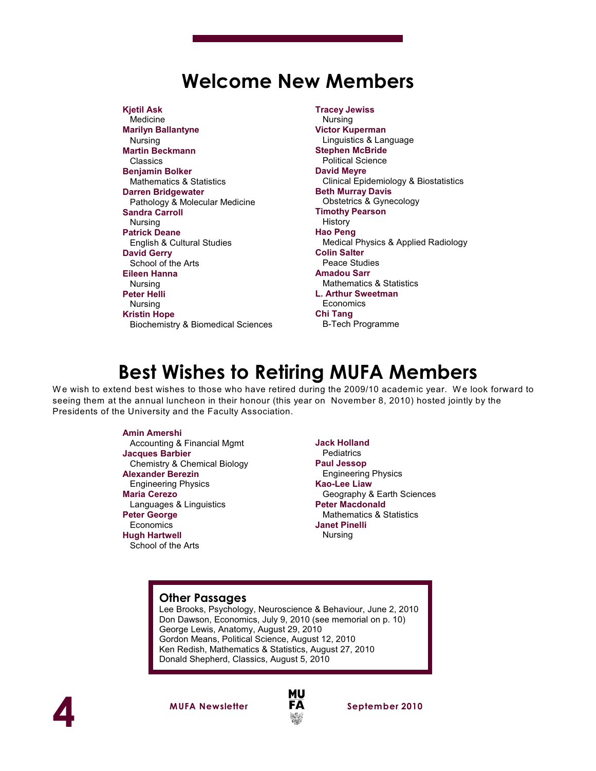# Welcome New Members

**Kjetil Ask**
Medicine

**Marilyn Ballantyne**
Nursing

**Martin Beckmann**
Classics

**Benjamin Bolker**
Mathematics & Statistics

**Darren Bridgewater**
Pathology & Molecular Medicine

**Sandra Carroll**
Nursing

**Patrick Deane**
English & Cultural Studies

**David Gerry**
School of the Arts

**Eileen Hanna**
Nursing

**Peter Helli**
Nursing

**Kristin Hope**
Biochemistry & Biomedical Sciences

**Tracey Jewiss**
Nursing

**Victor Kuperman**
Linguistics & Language

**Stephen McBride**
Political Science

**David Meyre**
Clinical Epidemiology & Biostatistics

**Beth Murray Davis**
Obstetrics & Gynecology

**Timothy Pearson**
History

**Hao Peng**
Medical Physics & Applied Radiology

**Colin Salter**
Peace Studies

**Amadou Sarr**
Mathematics & Statistics

**L. Arthur Sweetman**
Economics

**Chi Tang**
B-Tech Programme

# Best Wishes to Retiring MUFA Members

We wish to extend best wishes to those who have retired during the 2009/10 academic year. We look forward to seeing them at the annual luncheon in their honour (this year on November 8, 2010) hosted jointly by the Presidents of the University and the Faculty Association.

**Amin Amershi**
Accounting & Financial Mgmt

**Jacques Barbier**
Chemistry & Chemical Biology

**Alexander Berezin**
Engineering Physics

**Maria Cerezo**
Languages & Linguistics

**Peter George**
Economics

**Hugh Hartwell**
School of the Arts

**Jack Holland**
Pediatrics

**Paul Jessop**
Engineering Physics

**Kao-Lee Liaw**
Geography & Earth Sciences

**Peter Macdonald**
Mathematics & Statistics

**Janet Pinelli**
Nursing

## Other Passages

Lee Brooks, Psychology, Neuroscience & Behaviour, June 2, 2010
Don Dawson, Economics, July 9, 2010 (see memorial on p. 10)
George Lewis, Anatomy, August 29, 2010
Gordon Means, Political Science, August 12, 2010
Ken Redish, Mathematics & Statistics, August 27, 2010
Donald Shepherd, Classics, August 5, 2010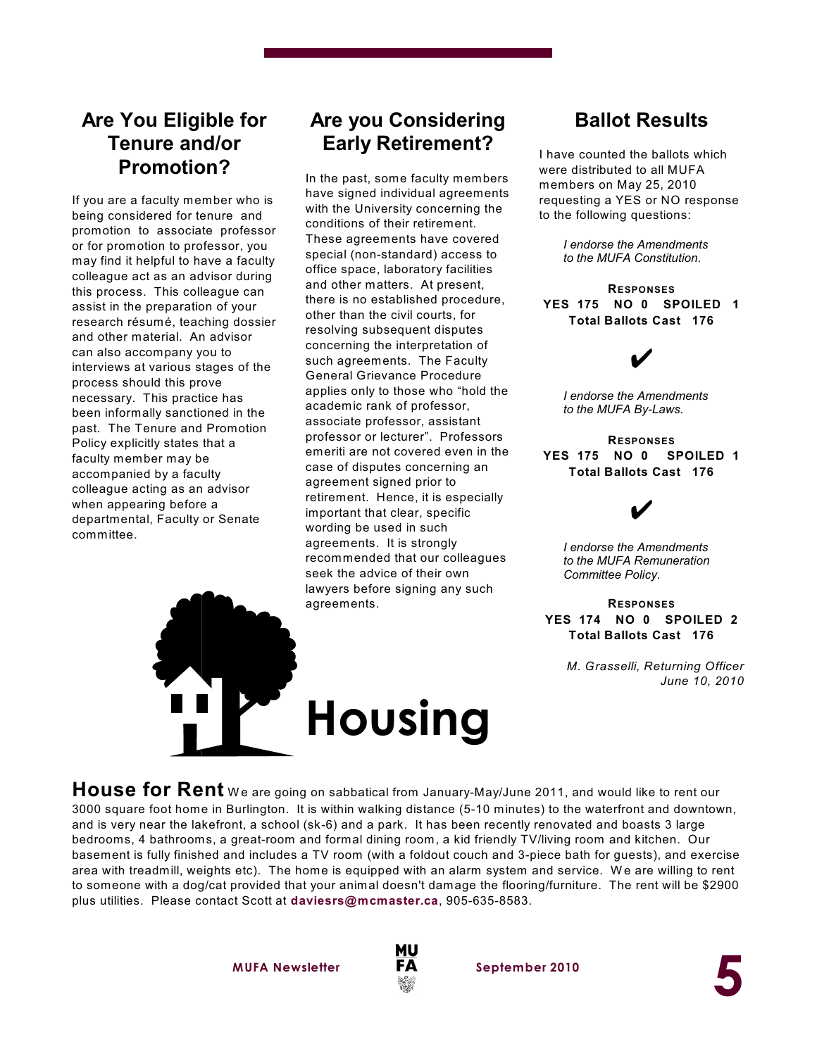## Are You Eligible for Tenure and/or Promotion?

If you are a faculty member who is being considered for tenure and promotion to associate professor or for promotion to professor, you may find it helpful to have a faculty colleague act as an advisor during this process. This colleague can assist in the preparation of your research résumé, teaching dossier and other material. An advisor can also accompany you to interviews at various stages of the process should this prove necessary. This practice has been informally sanctioned in the past. The Tenure and Promotion Policy explicitly states that a faculty member may be accompanied by a faculty colleague acting as an advisor when appearing before a departmental, Faculty or Senate committee.

## Are you Considering Early Retirement?

In the past, some faculty members have signed individual agreements with the University concerning the conditions of their retirement. These agreements have covered special (non-standard) access to office space, laboratory facilities and other matters. At present, there is no established procedure, other than the civil courts, for resolving subsequent disputes concerning the interpretation of such agreements. The Faculty General Grievance Procedure applies only to those who "hold the academic rank of professor, associate professor, assistant professor or lecturer". Professors emeriti are not covered even in the case of disputes concerning an agreement signed prior to retirement. Hence, it is especially important that clear, specific wording be used in such agreements. It is strongly recommended that our colleagues seek the advice of their own lawyers before signing any such agreements.

## Ballot Results

I have counted the ballots which were distributed to all MUFA members on May 25, 2010 requesting a YES or NO response to the following questions:

*I endorse the Amendments to the MUFA Constitution.*

**RESPONSES**
**YES 175 NO 0 SPOILED 1**
**Total Ballots Cast 176**

✔

*I endorse the Amendments to the MUFA By-Laws.*

**RESPONSES**
**YES 175 NO 0 SPOILED 1**
**Total Ballots Cast 176**

✔

*I endorse the Amendments to the MUFA Remuneration Committee Policy.*

**RESPONSES**
**YES 174 NO 0 SPOILED 2**
**Total Ballots Cast 176**

*M. Grasselli, Returning Officer*
*June 10, 2010*

# Housing

**House for Rent** We are going on sabbatical from January-May/June 2011, and would like to rent our 3000 square foot home in Burlington. It is within walking distance (5-10 minutes) to the waterfront and downtown, and is very near the lakefront, a school (sk-6) and a park. It has been recently renovated and boasts 3 large bedrooms, 4 bathrooms, a great-room and formal dining room, a kid friendly TV/living room and kitchen. Our basement is fully finished and includes a TV room (with a foldout couch and 3-piece bath for guests), and exercise area with treadmill, weights etc). The home is equipped with an alarm system and service. We are willing to rent to someone with a dog/cat provided that your animal doesn't damage the flooring/furniture. The rent will be $2900 plus utilities. Please contact Scott at **daviesrs@mcmaster.ca**, 905-635-8583.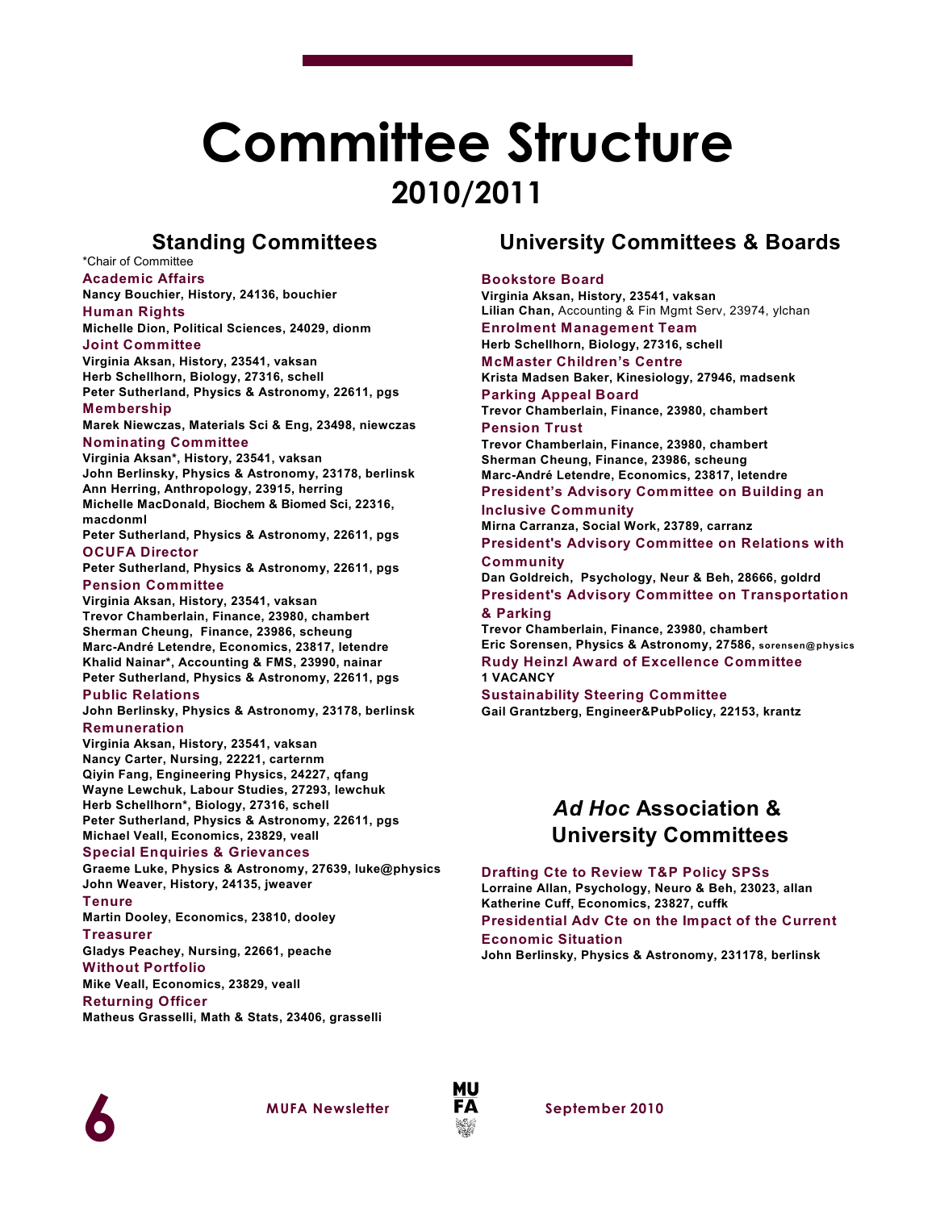# Committee Structure

## 2010/2011

## Standing Committees

*Chair of Committee

### Academic Affairs

**Nancy Bouchier, History, 24136, bouchier**

### Human Rights

**Michelle Dion, Political Sciences, 24029, dionm**

### Joint Committee

**Virginia Aksan, History, 23541, vaksan**
**Herb Schellhorn, Biology, 27316, schell**
**Peter Sutherland, Physics & Astronomy, 22611, pgs**

### Membership

**Marek Niewczas, Materials Sci & Eng, 23498, niewczas**

### Nominating Committee

**Virginia Aksan*, History, 23541, vaksan**
**John Berlinsky, Physics & Astronomy, 23178, berlinsk**
**Ann Herring, Anthropology, 23915, herring**
**Michelle MacDonald, Biochem & Biomed Sci, 22316, macdonml**
**Peter Sutherland, Physics & Astronomy, 22611, pgs**

### OCUFA Director

**Peter Sutherland, Physics & Astronomy, 22611, pgs**

### Pension Committee

**Virginia Aksan, History, 23541, vaksan**
**Trevor Chamberlain, Finance, 23980, chambert**
**Sherman Cheung, Finance, 23986, scheung**
**Marc-André Letendre, Economics, 23817, letendre**
**Khalid Nainar*, Accounting & FMS, 23990, nainar**
**Peter Sutherland, Physics & Astronomy, 22611, pgs**

### Public Relations

**John Berlinsky, Physics & Astronomy, 23178, berlinsk**

### Remuneration

**Virginia Aksan, History, 23541, vaksan**
**Nancy Carter, Nursing, 22221, carternm**
**Qiyin Fang, Engineering Physics, 24227, qfang**
**Wayne Lewchuk, Labour Studies, 27293, lewchuk**
**Herb Schellhorn*, Biology, 27316, schell**
**Peter Sutherland, Physics & Astronomy, 22611, pgs**
**Michael Veall, Economics, 23829, veall**

### Special Enquiries & Grievances

**Graeme Luke, Physics & Astronomy, 27639, luke@physics**
**John Weaver, History, 24135, jweaver**

### Tenure

**Martin Dooley, Economics, 23810, dooley**

### Treasurer

**Gladys Peachey, Nursing, 22661, peache**

### Without Portfolio

**Mike Veall, Economics, 23829, veall**

### Returning Officer

**Matheus Grasselli, Math & Stats, 23406, grasselli**

## University Committees & Boards

### Bookstore Board

**Virginia Aksan, History, 23541, vaksan**
**Lilian Chan,** Accounting & Fin Mgmt Serv, 23974, ylchan

### Enrolment Management Team

**Herb Schellhorn, Biology, 27316, schell**

### McMaster Children's Centre

**Krista Madsen Baker, Kinesiology, 27946, madsenk**

### Parking Appeal Board

**Trevor Chamberlain, Finance, 23980, chambert**

### Pension Trust

**Trevor Chamberlain, Finance, 23980, chambert**
**Sherman Cheung, Finance, 23986, scheung**
**Marc-André Letendre, Economics, 23817, letendre**

### President's Advisory Committee on Building an Inclusive Community

**Mirna Carranza, Social Work, 23789, carranz**

### President's Advisory Committee on Relations with Community

**Dan Goldreich, Psychology, Neur & Beh, 28666, goldrd**

### President's Advisory Committee on Transportation & Parking

**Trevor Chamberlain, Finance, 23980, chambert**
**Eric Sorensen, Physics & Astronomy, 27586, sorensen@physics**

### Rudy Heinzl Award of Excellence Committee

**1 VACANCY**

### Sustainability Steering Committee

**Gail Grantzberg, Engineer&PubPolicy, 22153, krantz**

## *Ad Hoc* Association & University Committees

### Drafting Cte to Review T&P Policy SPSs

**Lorraine Allan, Psychology, Neuro & Beh, 23023, allan**
**Katherine Cuff, Economics, 23827, cuffk**

### Presidential Adv Cte on the Impact of the Current Economic Situation

**John Berlinsky, Physics & Astronomy, 231178, berlinsk**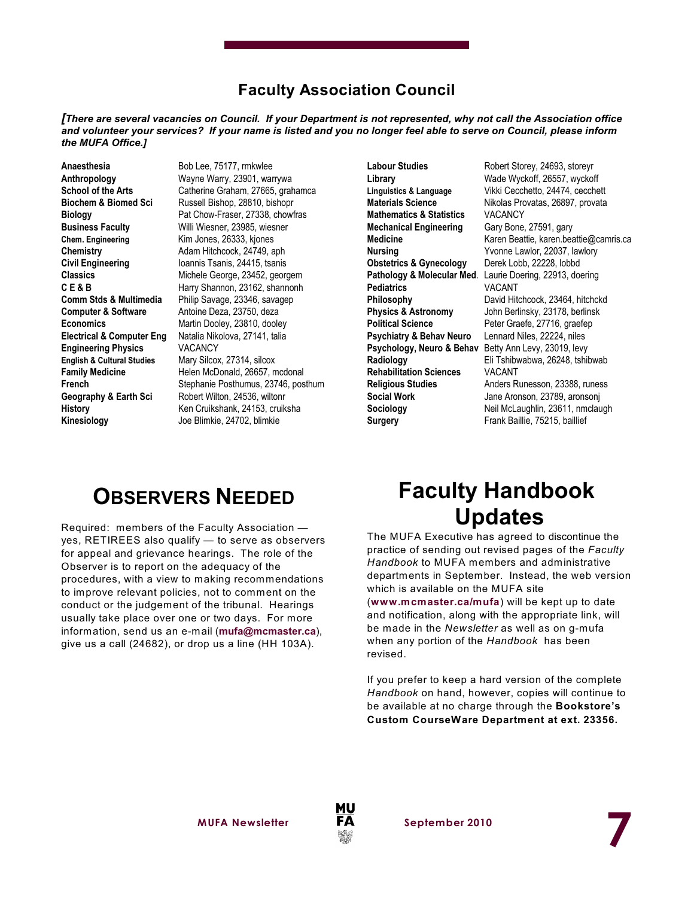## Faculty Association Council

***[There are several vacancies on Council. If your Department is not represented, why not call the Association office and volunteer your services? If your name is listed and you no longer feel able to serve on Council, please inform the MUFA Office.]***

| Department | Representative |
|---|---|
| **Anaesthesia** | Bob Lee, 75177, rmkwlee |
| **Anthropology** | Wayne Warry, 23901, warrywa |
| **School of the Arts** | Catherine Graham, 27665, grahamca |
| **Biochem & Biomed Sci** | Russell Bishop, 28810, bishopr |
| **Biology** | Pat Chow-Fraser, 27338, chowfras |
| **Business Faculty** | Willi Wiesner, 23985, wiesner |
| **Chem. Engineering** | Kim Jones, 26333, kjones |
| **Chemistry** | Adam Hitchcock, 24749, aph |
| **Civil Engineering** | Ioannis Tsanis, 24415, tsanis |
| **Classics** | Michele George, 23452, georgem |
| **C E & B** | Harry Shannon, 23162, shannonh |
| **Comm Stds & Multimedia** | Philip Savage, 23346, savagep |
| **Computer & Software** | Antoine Deza, 23750, deza |
| **Economics** | Martin Dooley, 23810, dooley |
| **Electrical & Computer Eng** | Natalia Nikolova, 27141, talia |
| **Engineering Physics** | VACANCY |
| **English & Cultural Studies** | Mary Silcox, 27314, silcox |
| **Family Medicine** | Helen McDonald, 26657, mcdonal |
| **French** | Stephanie Posthumus, 23746, posthum |
| **Geography & Earth Sci** | Robert Wilton, 24536, wiltonr |
| **History** | Ken Cruikshank, 24153, cruiksha |
| **Kinesiology** | Joe Blimkie, 24702, blimkie |
| **Labour Studies** | Robert Storey, 24693, storeyr |
| **Library** | Wade Wyckoff, 26557, wyckoff |
| **Linguistics & Language** | Vikki Cecchetto, 24474, cecchett |
| **Materials Science** | Nikolas Provatas, 26897, provata |
| **Mathematics & Statistics** | VACANCY |
| **Mechanical Engineering** | Gary Bone, 27591, gary |
| **Medicine** | Karen Beattie, karen.beattie@camris.ca |
| **Nursing** | Yvonne Lawlor, 22037, lawlory |
| **Obstetrics & Gynecology** | Derek Lobb, 22228, lobbd |
| **Pathology & Molecular Med.** | Laurie Doering, 22913, doering |
| **Pediatrics** | VACANT |
| **Philosophy** | David Hitchcock, 23464, hitchckd |
| **Physics & Astronomy** | John Berlinsky, 23178, berlinsk |
| **Political Science** | Peter Graefe, 27716, graefep |
| **Psychiatry & Behav Neuro** | Lennard Niles, 22224, niles |
| **Psychology, Neuro & Behav** | Betty Ann Levy, 23019, levy |
| **Radiology** | Eli Tshibwabwa, 26248, tshibwab |
| **Rehabilitation Sciences** | VACANT |
| **Religious Studies** | Anders Runesson, 23388, runess |
| **Social Work** | Jane Aronson, 23789, aronsonj |
| **Sociology** | Neil McLaughlin, 23611, nmclaugh |
| **Surgery** | Frank Baillie, 75215, baillief |

# Observers Needed

Required: members of the Faculty Association — yes, RETIREES also qualify — to serve as observers for appeal and grievance hearings. The role of the Observer is to report on the adequacy of the procedures, with a view to making recommendations to improve relevant policies, not to comment on the conduct or the judgement of the tribunal. Hearings usually take place over one or two days. For more information, send us an e-mail (**mufa@mcmaster.ca**), give us a call (24682), or drop us a line (HH 103A).

# Faculty Handbook Updates

The MUFA Executive has agreed to discontinue the practice of sending out revised pages of the *Faculty Handbook* to MUFA members and administrative departments in September. Instead, the web version which is available on the MUFA site (**www.mcmaster.ca/mufa**) will be kept up to date and notification, along with the appropriate link, will be made in the *Newsletter* as well as on g-mufa when any portion of the *Handbook* has been revised.

If you prefer to keep a hard version of the complete *Handbook* on hand, however, copies will continue to be available at no charge through the **Bookstore's Custom CourseWare Department at ext. 23356.**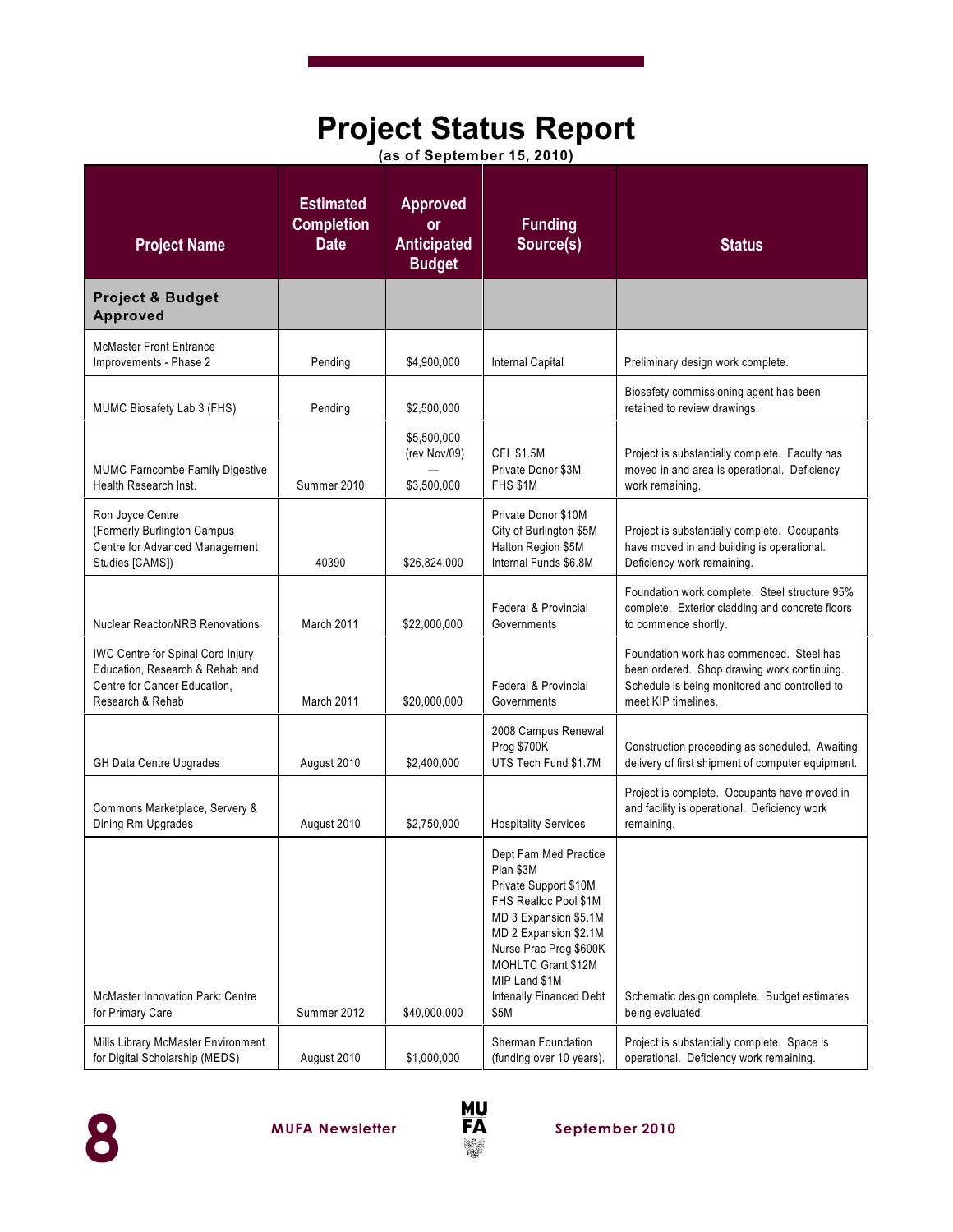# Project Status Report

**(as of September 15, 2010)**

| Project Name | Estimated Completion Date | Approved or Anticipated Budget | Funding Source(s) | Status |
|---|---|---|---|---|
| **Project & Budget Approved** | | | | |
| McMaster Front Entrance Improvements - Phase 2 | Pending | $4,900,000 | Internal Capital | Preliminary design work complete. |
| MUMC Biosafety Lab 3 (FHS) | Pending | $2,500,000 | | Biosafety commissioning agent has been retained to review drawings. |
| MUMC Farncombe Family Digestive Health Research Inst. | Summer 2010 | $5,500,000 (rev Nov/09) — $3,500,000 | CFI $1.5M Private Donor $3M FHS $1M | Project is substantially complete. Faculty has moved in and area is operational. Deficiency work remaining. |
| Ron Joyce Centre (Formerly Burlington Campus Centre for Advanced Management Studies [CAMS]) | 40390 | $26,824,000 | Private Donor $10M City of Burlington $5M Halton Region $5M Internal Funds $6.8M | Project is substantially complete. Occupants have moved in and building is operational. Deficiency work remaining. |
| Nuclear Reactor/NRB Renovations | March 2011 | $22,000,000 | Federal & Provincial Governments | Foundation work complete. Steel structure 95% complete. Exterior cladding and concrete floors to commence shortly. |
| IWC Centre for Spinal Cord Injury Education, Research & Rehab and Centre for Cancer Education, Research & Rehab | March 2011 | $20,000,000 | Federal & Provincial Governments | Foundation work has commenced. Steel has been ordered. Shop drawing work continuing. Schedule is being monitored and controlled to meet KIP timelines. |
| GH Data Centre Upgrades | August 2010 | $2,400,000 | 2008 Campus Renewal Prog $700K UTS Tech Fund $1.7M | Construction proceeding as scheduled. Awaiting delivery of first shipment of computer equipment. |
| Commons Marketplace, Servery & Dining Rm Upgrades | August 2010 | $2,750,000 | Hospitality Services | Project is complete. Occupants have moved in and facility is operational. Deficiency work remaining. |
| McMaster Innovation Park: Centre for Primary Care | Summer 2012 | $40,000,000 | Dept Fam Med Practice Plan $3M Private Support $10M FHS Realloc Pool $1M MD 3 Expansion $5.1M MD 2 Expansion $2.1M Nurse Prac Prog $600K MOHLTC Grant $12M MIP Land $1M Intenally Financed Debt $5M | Schematic design complete. Budget estimates being evaluated. |
| Mills Library McMaster Environment for Digital Scholarship (MEDS) | August 2010 | $1,000,000 | Sherman Foundation (funding over 10 years). | Project is substantially complete. Space is operational. Deficiency work remaining. |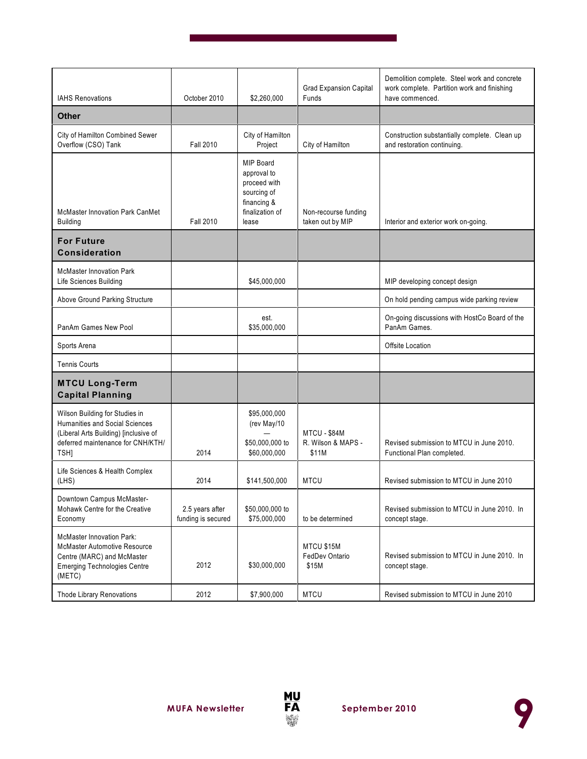| | | | | |
|---|---|---|---|---|
| IAHS Renovations | October 2010 | $2,260,000 | Grad Expansion Capital Funds | Demolition complete. Steel work and concrete work complete. Partition work and finishing have commenced. |
| **Other** | | | | |
| City of Hamilton Combined Sewer Overflow (CSO) Tank | Fall 2010 | City of Hamilton Project | City of Hamilton | Construction substantially complete. Clean up and restoration continuing. |
| McMaster Innovation Park CanMet Building | Fall 2010 | MIP Board approval to proceed with sourcing of financing & finalization of lease | Non-recourse funding taken out by MIP | Interior and exterior work on-going. |
| **For Future Consideration** | | | | |
| McMaster Innovation Park Life Sciences Building | | $45,000,000 | | MIP developing concept design |
| Above Ground Parking Structure | | | | On hold pending campus wide parking review |
| PanAm Games New Pool | | est. $35,000,000 | | On-going discussions with HostCo Board of the PanAm Games. |
| Sports Arena | | | | Offsite Location |
| Tennis Courts | | | | |
| **MTCU Long-Term Capital Planning** | | | | |
| Wilson Building for Studies in Humanities and Social Sciences (Liberal Arts Building) [inclusive of deferred maintenance for CNH/KTH/TSH] | 2014 | $95,000,000 (rev May/10 — $50,000,000 to $60,000,000 | MTCU - $84M R. Wilson & MAPS - $11M | Revised submission to MTCU in June 2010. Functional Plan completed. |
| Life Sciences & Health Complex (LHS) | 2014 | $141,500,000 | MTCU | Revised submission to MTCU in June 2010 |
| Downtown Campus McMaster-Mohawk Centre for the Creative Economy | 2.5 years after funding is secured | $50,000,000 to $75,000,000 | to be determined | Revised submission to MTCU in June 2010. In concept stage. |
| McMaster Innovation Park: McMaster Automotive Resource Centre (MARC) and McMaster Emerging Technologies Centre (METC) | 2012 | $30,000,000 | MTCU $15M FedDev Ontario $15M | Revised submission to MTCU in June 2010. In concept stage. |
| Thode Library Renovations | 2012 | $7,900,000 | MTCU | Revised submission to MTCU in June 2010 |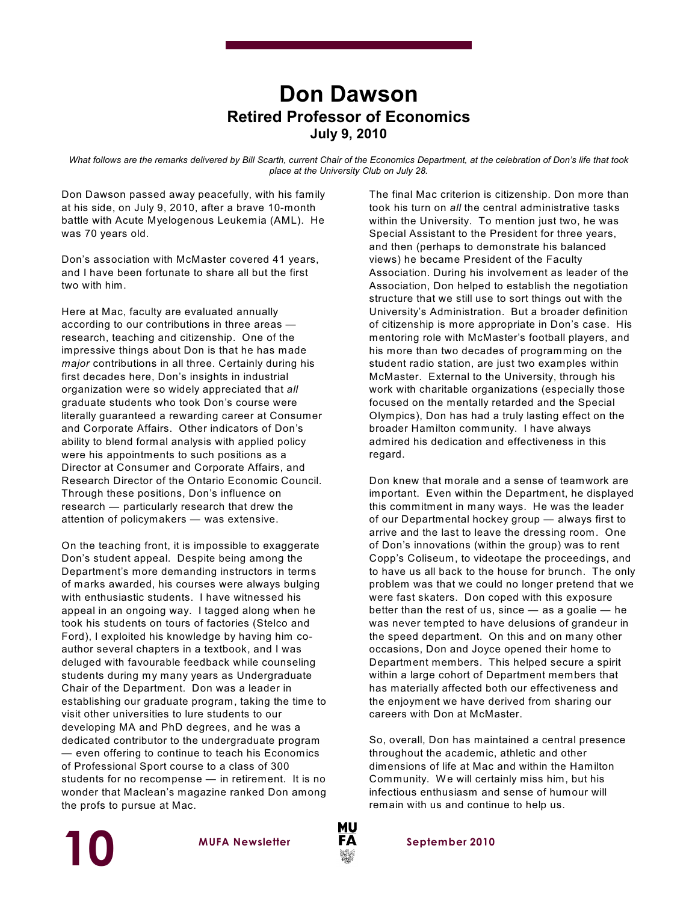# Don Dawson

## Retired Professor of Economics

### July 9, 2010

*What follows are the remarks delivered by Bill Scarth, current Chair of the Economics Department, at the celebration of Don's life that took place at the University Club on July 28.*

Don Dawson passed away peacefully, with his family at his side, on July 9, 2010, after a brave 10-month battle with Acute Myelogenous Leukemia (AML). He was 70 years old.

Don's association with McMaster covered 41 years, and I have been fortunate to share all but the first two with him.

Here at Mac, faculty are evaluated annually according to our contributions in three areas — research, teaching and citizenship. One of the impressive things about Don is that he has made *major* contributions in all three. Certainly during his first decades here, Don's insights in industrial organization were so widely appreciated that *all* graduate students who took Don's course were literally guaranteed a rewarding career at Consumer and Corporate Affairs. Other indicators of Don's ability to blend formal analysis with applied policy were his appointments to such positions as a Director at Consumer and Corporate Affairs, and Research Director of the Ontario Economic Council. Through these positions, Don's influence on research — particularly research that drew the attention of policymakers — was extensive.

On the teaching front, it is impossible to exaggerate Don's student appeal. Despite being among the Department's more demanding instructors in terms of marks awarded, his courses were always bulging with enthusiastic students. I have witnessed his appeal in an ongoing way. I tagged along when he took his students on tours of factories (Stelco and Ford), I exploited his knowledge by having him co-author several chapters in a textbook, and I was deluged with favourable feedback while counseling students during my many years as Undergraduate Chair of the Department. Don was a leader in establishing our graduate program, taking the time to visit other universities to lure students to our developing MA and PhD degrees, and he was a dedicated contributor to the undergraduate program — even offering to continue to teach his Economics of Professional Sport course to a class of 300 students for no recompense — in retirement. It is no wonder that Maclean's magazine ranked Don among the profs to pursue at Mac.

The final Mac criterion is citizenship. Don more than took his turn on *all* the central administrative tasks within the University. To mention just two, he was Special Assistant to the President for three years, and then (perhaps to demonstrate his balanced views) he became President of the Faculty Association. During his involvement as leader of the Association, Don helped to establish the negotiation structure that we still use to sort things out with the University's Administration. But a broader definition of citizenship is more appropriate in Don's case. His mentoring role with McMaster's football players, and his more than two decades of programming on the student radio station, are just two examples within McMaster. External to the University, through his work with charitable organizations (especially those focused on the mentally retarded and the Special Olympics), Don has had a truly lasting effect on the broader Hamilton community. I have always admired his dedication and effectiveness in this regard.

Don knew that morale and a sense of teamwork are important. Even within the Department, he displayed this commitment in many ways. He was the leader of our Departmental hockey group — always first to arrive and the last to leave the dressing room. One of Don's innovations (within the group) was to rent Copp's Coliseum, to videotape the proceedings, and to have us all back to the house for brunch. The only problem was that we could no longer pretend that we were fast skaters. Don coped with this exposure better than the rest of us, since — as a goalie — he was never tempted to have delusions of grandeur in the speed department. On this and on many other occasions, Don and Joyce opened their home to Department members. This helped secure a spirit within a large cohort of Department members that has materially affected both our effectiveness and the enjoyment we have derived from sharing our careers with Don at McMaster.

So, overall, Don has maintained a central presence throughout the academic, athletic and other dimensions of life at Mac and within the Hamilton Community. We will certainly miss him, but his infectious enthusiasm and sense of humour will remain with us and continue to help us.